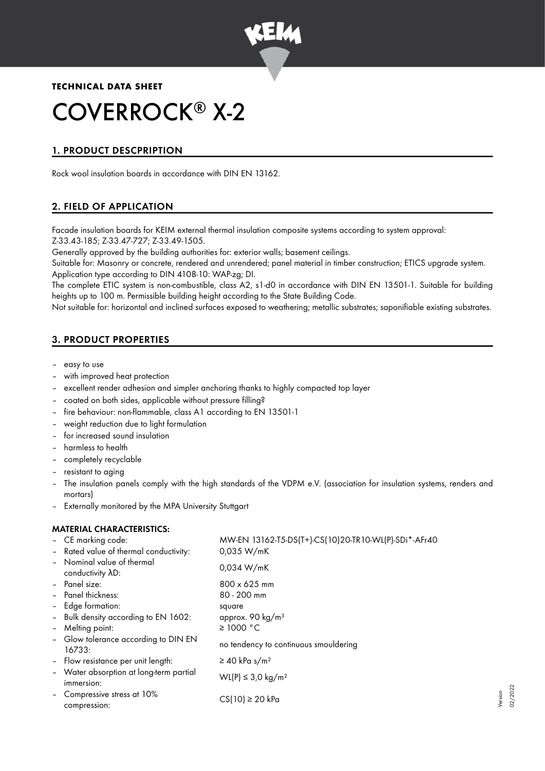**TECHNICAL DATA SHEET**

# COVERROCK® X-2

## 1. PRODUCT DESCPRIPTION

Rock wool insulation boards in accordance with DIN EN 13162.

## 2. FIELD OF APPLICATION

Facade insulation boards for KEIM external thermal insulation composite systems according to system approval: Z-33.43-185; Z-33.47-727; Z-33.49-1505.

Generally approved by the building authorities for: exterior walls; basement ceilings.

Suitable for: Masonry or concrete, rendered and unrendered; panel material in timber construction; ETICS upgrade system. Application type according to DIN 4108-10: WAP-zg; DI.

The complete ETIC system is non-combustible, class A2, s1-d0 in accordance with DIN EN 13501-1. Suitable for building heights up to 100 m. Permissible building height according to the State Building Code.

Not suitable for: horizontal and inclined surfaces exposed to weathering; metallic substrates; saponifiable existing substrates.

## 3. PRODUCT PROPERTIES

- easy to use
- with improved heat protection
- excellent render adhesion and simpler anchoring thanks to highly compacted top layer
- coated on both sides, applicable without pressure filling?
- fire behaviour: non-flammable, class A1 according to EN 13501-1
- weight reduction due to light formulation
- for increased sound insulation
- harmless to health
- completely recyclable
- resistant to aging
- The insulation panels comply with the high standards of the VDPM e.V. (association for insulation systems, renders and mortars)
- Externally monitored by the MPA University Stuttgart

**MATERIAL CHARACTERISTICS:**

| | |
|---|---|
| – CE marking code: | MW-EN 13162-T5-DS(T+)-CS(10)20-TR10-WL(P)-SDi*-AFr40 |
| – Rated value of thermal conductivity: | 0,035 W/mK |
| – Nominal value of thermal conductivity λD: | 0,034 W/mK |
| – Panel size: | 800 x 625 mm |
| – Panel thickness: | 80 - 200 mm |
| – Edge formation: | square |
| – Bulk density according to EN 1602: | approx. 90 kg/m³ |
| – Melting point: | ≥ 1000 °C |
| – Glow tolerance according to DIN EN 16733: | no tendency to continuous smouldering |
| – Flow resistance per unit length: | ≥ 40 kPa s/m² |
| – Water absorption at long-term partial immersion: | WL(P) ≤ 3,0 kg/m² |
| – Compressive stress at 10% compression: | CS(10) ≥ 20 kPa |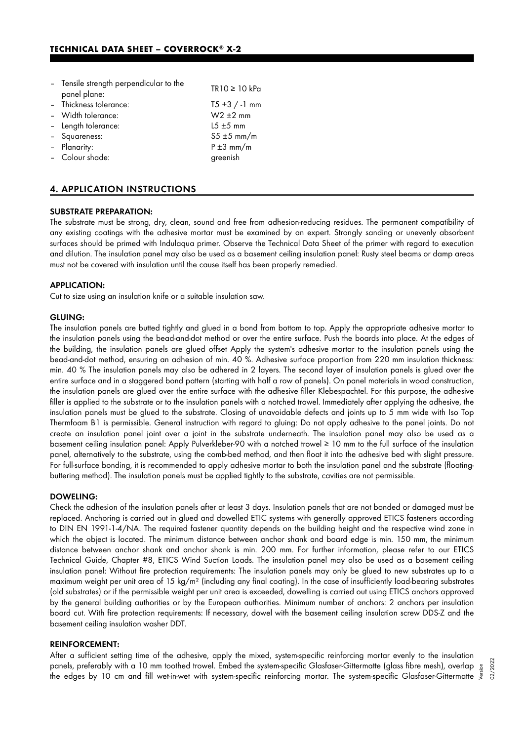- Tensile strength perpendicular to the panel plane: TR10 ≥ 10 kPa
- Thickness tolerance: T5 +3 / -1 mm
- Width tolerance: W2 ±2 mm
- Length tolerance: L5 ±5 mm
- Squareness: S5 ±5 mm/m
- Planarity: P ±3 mm/m
- Colour shade: greenish

## 4. APPLICATION INSTRUCTIONS

### SUBSTRATE PREPARATION:

The substrate must be strong, dry, clean, sound and free from adhesion-reducing residues. The permanent compatibility of any existing coatings with the adhesive mortar must be examined by an expert. Strongly sanding or unevenly absorbent surfaces should be primed with Indulaqua primer. Observe the Technical Data Sheet of the primer with regard to execution and dilution. The insulation panel may also be used as a basement ceiling insulation panel: Rusty steel beams or damp areas must not be covered with insulation until the cause itself has been properly remedied.

### APPLICATION:

Cut to size using an insulation knife or a suitable insulation saw.

### GLUING:

The insulation panels are butted tightly and glued in a bond from bottom to top. Apply the appropriate adhesive mortar to the insulation panels using the bead-and-dot method or over the entire surface. Push the boards into place. At the edges of the building, the insulation panels are glued offset Apply the system's adhesive mortar to the insulation panels using the bead-and-dot method, ensuring an adhesion of min. 40 %. Adhesive surface proportion from 220 mm insulation thickness: min. 40 % The insulation panels may also be adhered in 2 layers. The second layer of insulation panels is glued over the entire surface and in a staggered bond pattern (starting with half a row of panels). On panel materials in wood construction, the insulation panels are glued over the entire surface with the adhesive filler Klebespachtel. For this purpose, the adhesive filler is applied to the substrate or to the insulation panels with a notched trowel. Immediately after applying the adhesive, the insulation panels must be glued to the substrate. Closing of unavoidable defects and joints up to 5 mm wide with Iso Top Thermfoam B1 is permissible. General instruction with regard to gluing: Do not apply adhesive to the panel joints. Do not create an insulation panel joint over a joint in the substrate underneath. The insulation panel may also be used as a basement ceiling insulation panel: Apply Pulverkleber-90 with a notched trowel ≥ 10 mm to the full surface of the insulation panel, alternatively to the substrate, using the comb-bed method, and then float it into the adhesive bed with slight pressure. For full-surface bonding, it is recommended to apply adhesive mortar to both the insulation panel and the substrate (floating-buttering method). The insulation panels must be applied tightly to the substrate, cavities are not permissible.

### DOWELING:

Check the adhesion of the insulation panels after at least 3 days. Insulation panels that are not bonded or damaged must be replaced. Anchoring is carried out in glued and dowelled ETIC systems with generally approved ETICS fasteners according to DIN EN 1991-1-4/NA. The required fastener quantity depends on the building height and the respective wind zone in which the object is located. The minimum distance between anchor shank and board edge is min. 150 mm, the minimum distance between anchor shank and anchor shank is min. 200 mm. For further information, please refer to our ETICS Technical Guide, Chapter #8, ETICS Wind Suction Loads. The insulation panel may also be used as a basement ceiling insulation panel: Without fire protection requirements: The insulation panels may only be glued to new substrates up to a maximum weight per unit area of 15 kg/m² (including any final coating). In the case of insufficiently load-bearing substrates (old substrates) or if the permissible weight per unit area is exceeded, dowelling is carried out using ETICS anchors approved by the general building authorities or by the European authorities. Minimum number of anchors: 2 anchors per insulation board cut. With fire protection requirements: If necessary, dowel with the basement ceiling insulation screw DDS-Z and the basement ceiling insulation washer DDT.

### REINFORCEMENT:

After a sufficient setting time of the adhesive, apply the mixed, system-specific reinforcing mortar evenly to the insulation panels, preferably with a 10 mm toothed trowel. Embed the system-specific Glasfaser-Gittermatte (glass fibre mesh), overlap the edges by 10 cm and fill wet-in-wet with system-specific reinforcing mortar. The system-specific Glasfaser-Gittermatte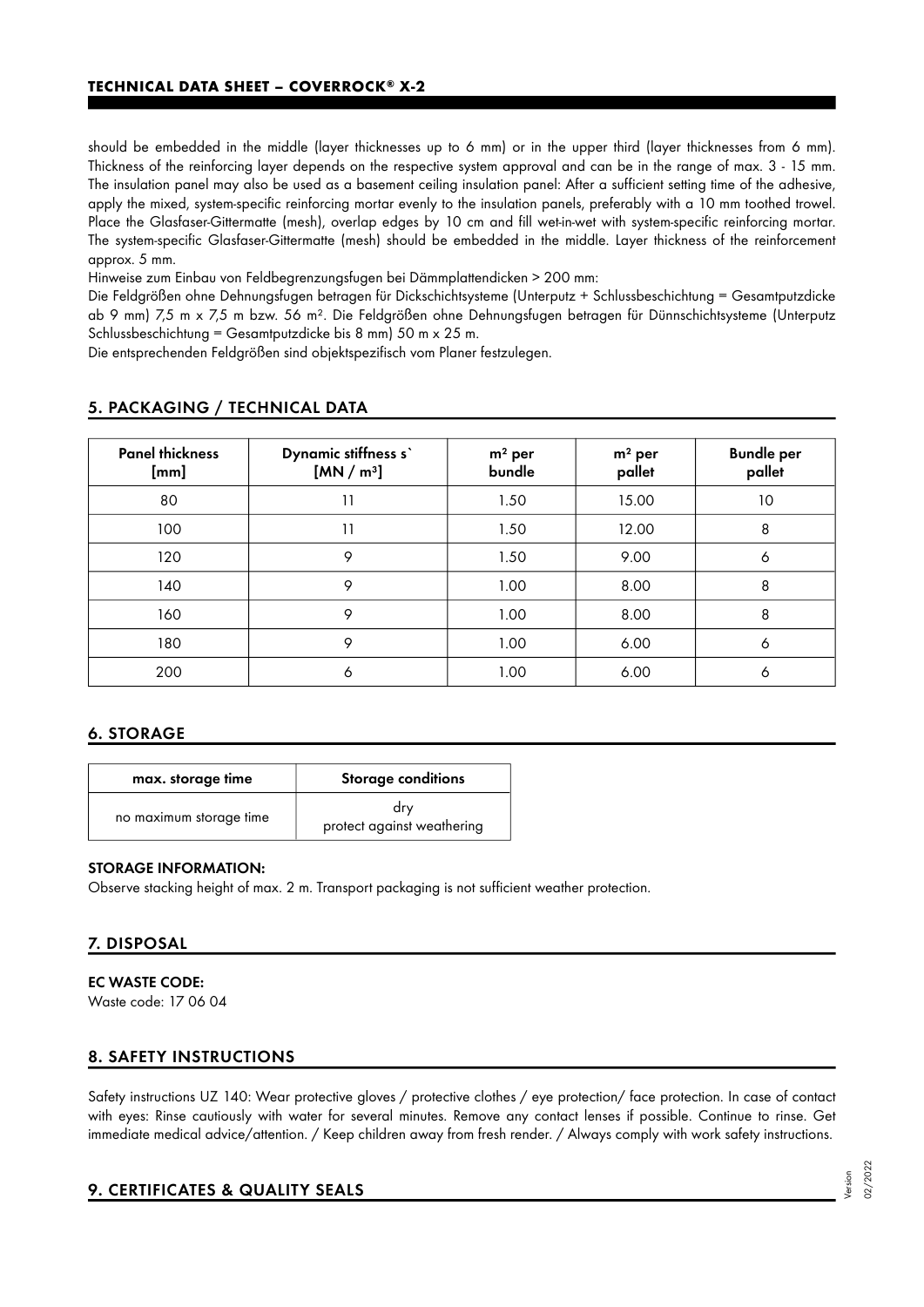should be embedded in the middle (layer thicknesses up to 6 mm) or in the upper third (layer thicknesses from 6 mm). Thickness of the reinforcing layer depends on the respective system approval and can be in the range of max. 3 - 15 mm. The insulation panel may also be used as a basement ceiling insulation panel: After a sufficient setting time of the adhesive, apply the mixed, system-specific reinforcing mortar evenly to the insulation panels, preferably with a 10 mm toothed trowel. Place the Glasfaser-Gittermatte (mesh), overlap edges by 10 cm and fill wet-in-wet with system-specific reinforcing mortar. The system-specific Glasfaser-Gittermatte (mesh) should be embedded in the middle. Layer thickness of the reinforcement approx. 5 mm.

Hinweise zum Einbau von Feldbegrenzungsfugen bei Dämmplattendicken > 200 mm:

Die Feldgrößen ohne Dehnungsfugen betragen für Dickschichtsysteme (Unterputz + Schlussbeschichtung = Gesamtputzdicke ab 9 mm) 7,5 m x 7,5 m bzw. 56 m². Die Feldgrößen ohne Dehnungsfugen betragen für Dünnschichtsysteme (Unterputz Schlussbeschichtung = Gesamtputzdicke bis 8 mm) 50 m x 25 m.

Die entsprechenden Feldgrößen sind objektspezifisch vom Planer festzulegen.

## 5. PACKAGING / TECHNICAL DATA

| Panel thickness [mm] | Dynamic stiffness s` [MN / m³] | m² per bundle | m² per pallet | Bundle per pallet |
|---|---|---|---|---|
| 80 | 11 | 1.50 | 15.00 | 10 |
| 100 | 11 | 1.50 | 12.00 | 8 |
| 120 | 9 | 1.50 | 9.00 | 6 |
| 140 | 9 | 1.00 | 8.00 | 8 |
| 160 | 9 | 1.00 | 8.00 | 8 |
| 180 | 9 | 1.00 | 6.00 | 6 |
| 200 | 6 | 1.00 | 6.00 | 6 |

## 6. STORAGE

| max. storage time | Storage conditions |
|---|---|
| no maximum storage time | dry<br>protect against weathering |

**STORAGE INFORMATION:**

Observe stacking height of max. 2 m. Transport packaging is not sufficient weather protection.

## 7. DISPOSAL

**EC WASTE CODE:**

Waste code: 17 06 04

## 8. SAFETY INSTRUCTIONS

Safety instructions UZ 140: Wear protective gloves / protective clothes / eye protection/ face protection. In case of contact with eyes: Rinse cautiously with water for several minutes. Remove any contact lenses if possible. Continue to rinse. Get immediate medical advice/attention. / Keep children away from fresh render. / Always comply with work safety instructions.

## 9. CERTIFICATES & QUALITY SEALS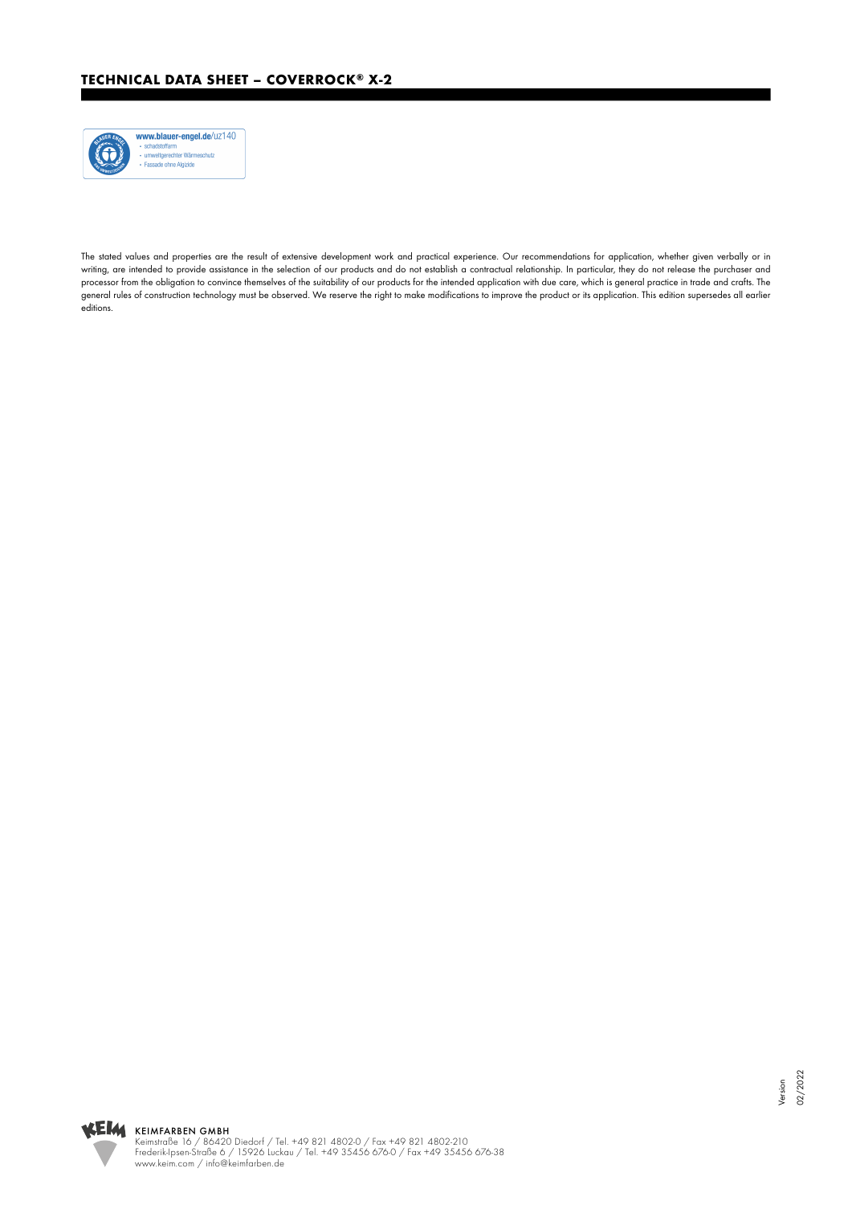www.blauer-engel.de/uz140
- schadstoffarm
- umweltgerechter Wärmeschutz
- Fassade ohne Algizide

The stated values and properties are the result of extensive development work and practical experience. Our recommendations for application, whether given verbally or in writing, are intended to provide assistance in the selection of our products and do not establish a contractual relationship. In particular, they do not release the purchaser and processor from the obligation to convince themselves of the suitability of our products for the intended application with due care, which is general practice in trade and crafts. The general rules of construction technology must be observed. We reserve the right to make modifications to improve the product or its application. This edition supersedes all earlier editions.

KEIMFARBEN GMBH
Keimstraße 16 / 86420 Diedorf / Tel. +49 821 4802-0 / Fax +49 821 4802-210
Frederik-Ipsen-Straße 6 / 15926 Luckau / Tel. +49 35456 676-0 / Fax +49 35456 676-38
www.keim.com / info@keimfarben.de

Version 02/2022